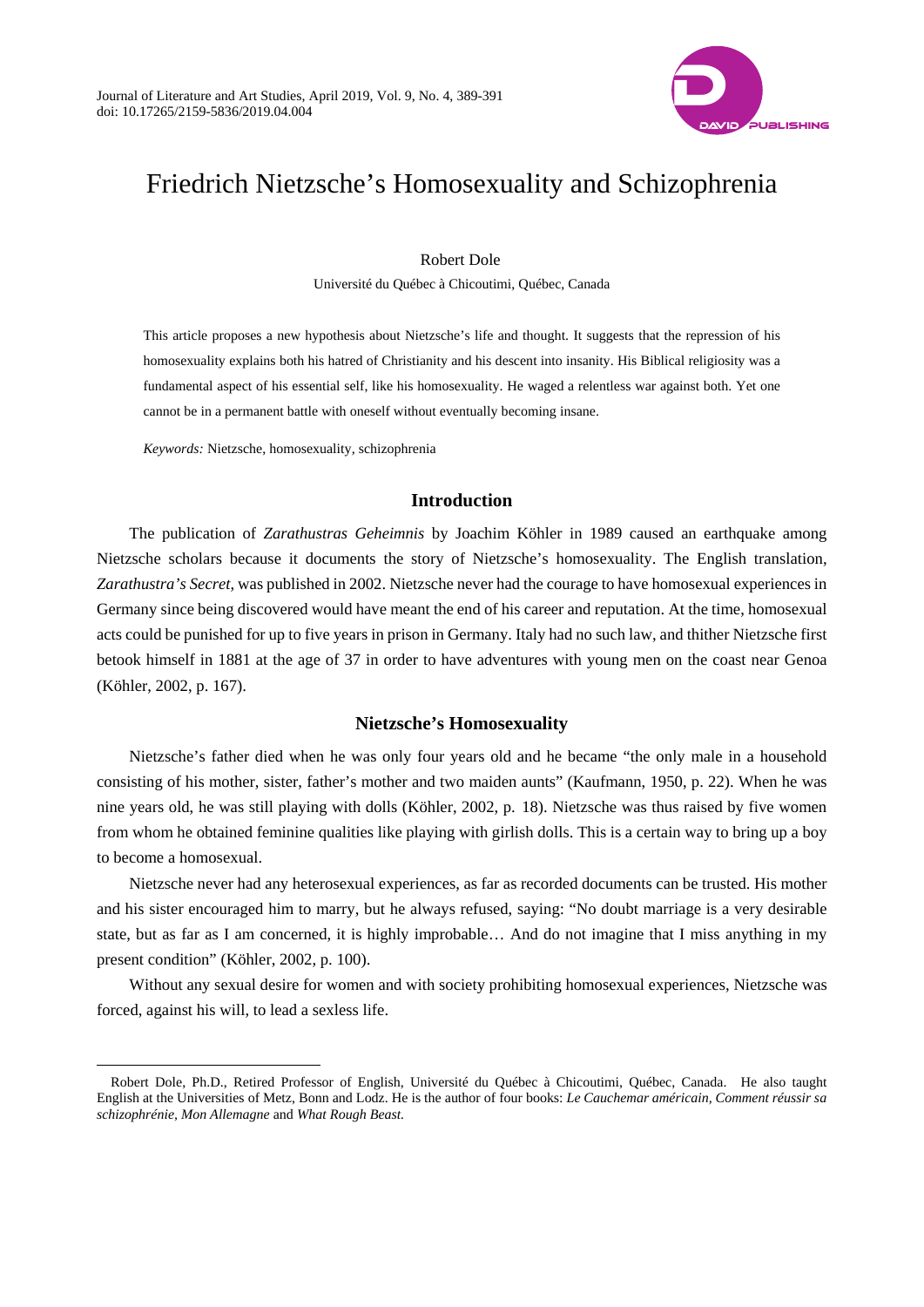# Friedrich Nietzsche's Homosexuality and Schizophrenia

Robert Dole

Université du Québec à Chicoutimi, Québec, Canada

This article proposes a new hypothesis about Nietzsche's life and thought. It suggests that the repression of his homosexuality explains both his hatred of Christianity and his descent into insanity. His Biblical religiosity was a fundamental aspect of his essential self, like his homosexuality. He waged a relentless war against both. Yet one cannot be in a permanent battle with oneself without eventually becoming insane.

*Keywords:* Nietzsche, homosexuality, schizophrenia

## Introduction

The publication of *Zarathustras Geheimnis* by Joachim Köhler in 1989 caused an earthquake among Nietzsche scholars because it documents the story of Nietzsche's homosexuality. The English translation, *Zarathustra's Secret*, was published in 2002. Nietzsche never had the courage to have homosexual experiences in Germany since being discovered would have meant the end of his career and reputation. At the time, homosexual acts could be punished for up to five years in prison in Germany. Italy had no such law, and thither Nietzsche first betook himself in 1881 at the age of 37 in order to have adventures with young men on the coast near Genoa (Köhler, 2002, p. 167).

## Nietzsche's Homosexuality

Nietzsche's father died when he was only four years old and he became "the only male in a household consisting of his mother, sister, father's mother and two maiden aunts" (Kaufmann, 1950, p. 22). When he was nine years old, he was still playing with dolls (Köhler, 2002, p. 18). Nietzsche was thus raised by five women from whom he obtained feminine qualities like playing with girlish dolls. This is a certain way to bring up a boy to become a homosexual.

Nietzsche never had any heterosexual experiences, as far as recorded documents can be trusted. His mother and his sister encouraged him to marry, but he always refused, saying: "No doubt marriage is a very desirable state, but as far as I am concerned, it is highly improbable… And do not imagine that I miss anything in my present condition" (Köhler, 2002, p. 100).

Without any sexual desire for women and with society prohibiting homosexual experiences, Nietzsche was forced, against his will, to lead a sexless life.

---

Robert Dole, Ph.D., Retired Professor of English, Université du Québec à Chicoutimi, Québec, Canada. He also taught English at the Universities of Metz, Bonn and Lodz. He is the author of four books: *Le Cauchemar américain*, *Comment réussir sa schizophrénie*, *Mon Allemagne* and *What Rough Beast*.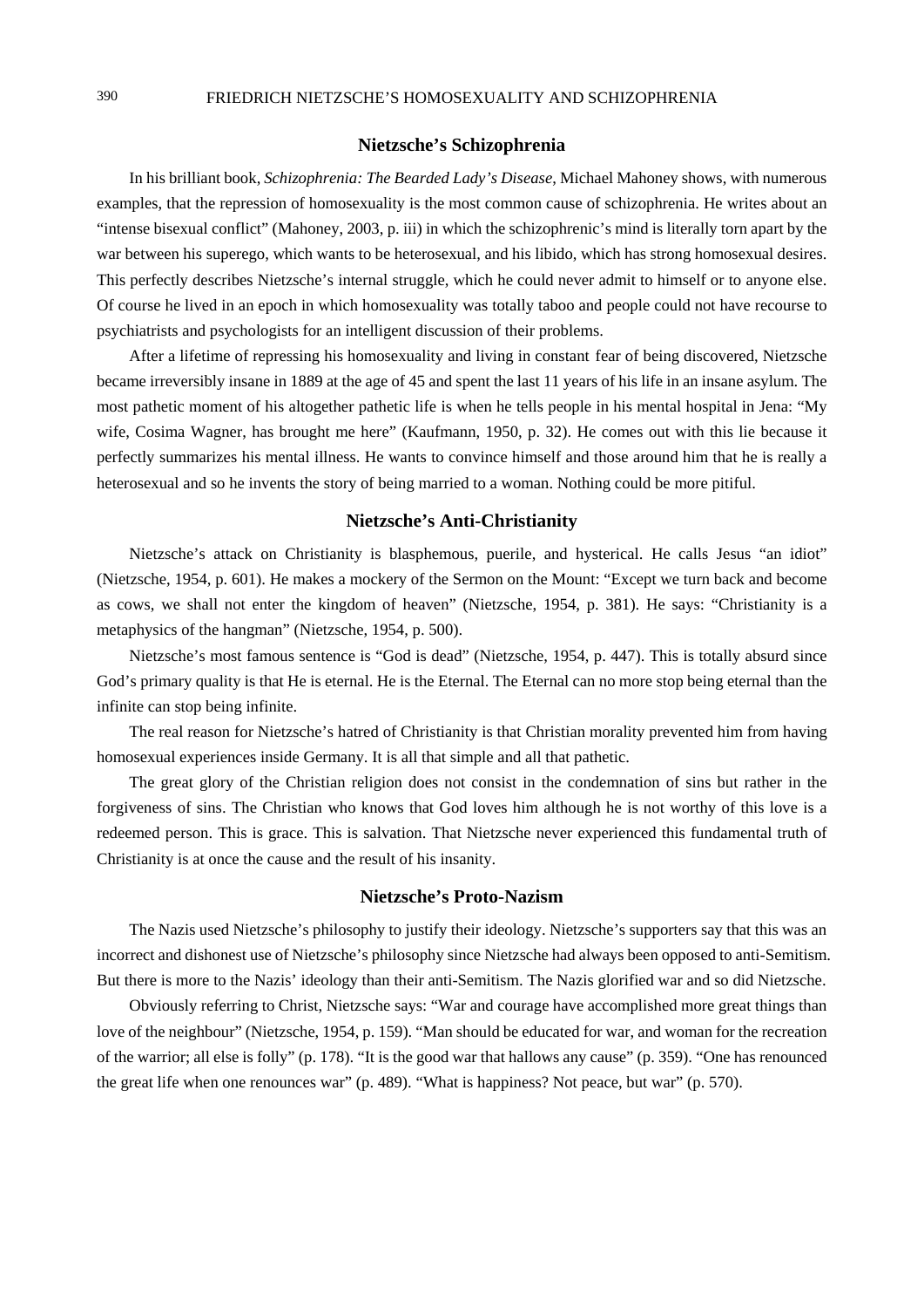## Nietzsche's Schizophrenia

In his brilliant book, *Schizophrenia: The Bearded Lady's Disease*, Michael Mahoney shows, with numerous examples, that the repression of homosexuality is the most common cause of schizophrenia. He writes about an "intense bisexual conflict" (Mahoney, 2003, p. iii) in which the schizophrenic's mind is literally torn apart by the war between his superego, which wants to be heterosexual, and his libido, which has strong homosexual desires. This perfectly describes Nietzsche's internal struggle, which he could never admit to himself or to anyone else. Of course he lived in an epoch in which homosexuality was totally taboo and people could not have recourse to psychiatrists and psychologists for an intelligent discussion of their problems.

After a lifetime of repressing his homosexuality and living in constant fear of being discovered, Nietzsche became irreversibly insane in 1889 at the age of 45 and spent the last 11 years of his life in an insane asylum. The most pathetic moment of his altogether pathetic life is when he tells people in his mental hospital in Jena: "My wife, Cosima Wagner, has brought me here" (Kaufmann, 1950, p. 32). He comes out with this lie because it perfectly summarizes his mental illness. He wants to convince himself and those around him that he is really a heterosexual and so he invents the story of being married to a woman. Nothing could be more pitiful.

## Nietzsche's Anti-Christianity

Nietzsche's attack on Christianity is blasphemous, puerile, and hysterical. He calls Jesus "an idiot" (Nietzsche, 1954, p. 601). He makes a mockery of the Sermon on the Mount: "Except we turn back and become as cows, we shall not enter the kingdom of heaven" (Nietzsche, 1954, p. 381). He says: "Christianity is a metaphysics of the hangman" (Nietzsche, 1954, p. 500).

Nietzsche's most famous sentence is "God is dead" (Nietzsche, 1954, p. 447). This is totally absurd since God's primary quality is that He is eternal. He is the Eternal. The Eternal can no more stop being eternal than the infinite can stop being infinite.

The real reason for Nietzsche's hatred of Christianity is that Christian morality prevented him from having homosexual experiences inside Germany. It is all that simple and all that pathetic.

The great glory of the Christian religion does not consist in the condemnation of sins but rather in the forgiveness of sins. The Christian who knows that God loves him although he is not worthy of this love is a redeemed person. This is grace. This is salvation. That Nietzsche never experienced this fundamental truth of Christianity is at once the cause and the result of his insanity.

## Nietzsche's Proto-Nazism

The Nazis used Nietzsche's philosophy to justify their ideology. Nietzsche's supporters say that this was an incorrect and dishonest use of Nietzsche's philosophy since Nietzsche had always been opposed to anti-Semitism. But there is more to the Nazis' ideology than their anti-Semitism. The Nazis glorified war and so did Nietzsche.

Obviously referring to Christ, Nietzsche says: "War and courage have accomplished more great things than love of the neighbour" (Nietzsche, 1954, p. 159). "Man should be educated for war, and woman for the recreation of the warrior; all else is folly" (p. 178). "It is the good war that hallows any cause" (p. 359). "One has renounced the great life when one renounces war" (p. 489). "What is happiness? Not peace, but war" (p. 570).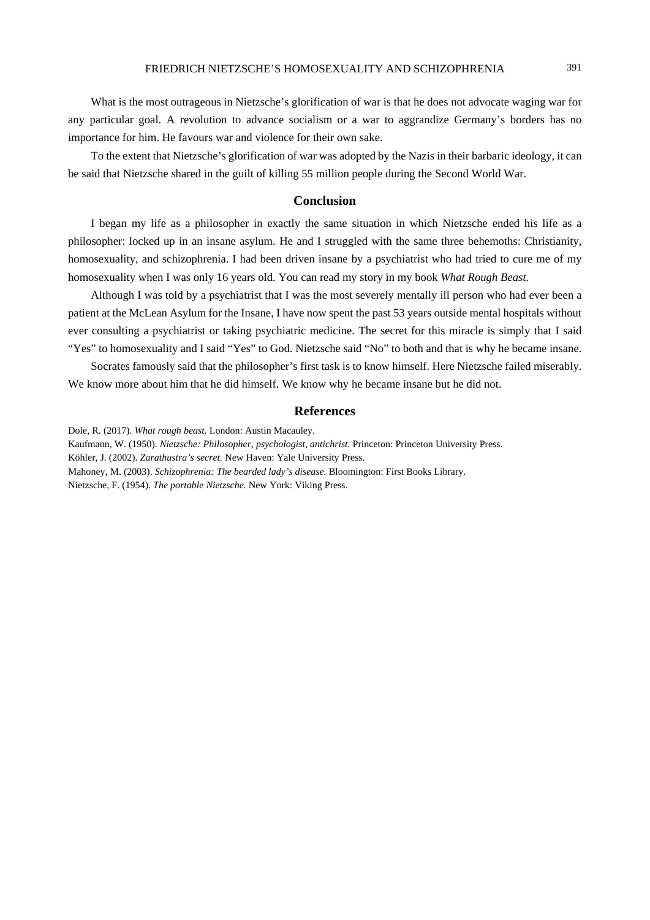What is the most outrageous in Nietzsche's glorification of war is that he does not advocate waging war for any particular goal. A revolution to advance socialism or a war to aggrandize Germany's borders has no importance for him. He favours war and violence for their own sake.

To the extent that Nietzsche's glorification of war was adopted by the Nazis in their barbaric ideology, it can be said that Nietzsche shared in the guilt of killing 55 million people during the Second World War.

## Conclusion

I began my life as a philosopher in exactly the same situation in which Nietzsche ended his life as a philosopher: locked up in an insane asylum. He and I struggled with the same three behemoths: Christianity, homosexuality, and schizophrenia. I had been driven insane by a psychiatrist who had tried to cure me of my homosexuality when I was only 16 years old. You can read my story in my book *What Rough Beast.*

Although I was told by a psychiatrist that I was the most severely mentally ill person who had ever been a patient at the McLean Asylum for the Insane, I have now spent the past 53 years outside mental hospitals without ever consulting a psychiatrist or taking psychiatric medicine. The secret for this miracle is simply that I said "Yes" to homosexuality and I said "Yes" to God. Nietzsche said "No" to both and that is why he became insane.

Socrates famously said that the philosopher's first task is to know himself. Here Nietzsche failed miserably. We know more about him that he did himself. We know why he became insane but he did not.

## References

Dole, R. (2017). *What rough beast.* London: Austin Macauley.

Kaufmann, W. (1950). *Nietzsche: Philosopher, psychologist, antichrist.* Princeton: Princeton University Press.

Köhler, J. (2002). *Zarathustra's secret.* New Haven: Yale University Press.

Mahoney, M. (2003). *Schizophrenia: The bearded lady's disease.* Bloomington: First Books Library.

Nietzsche, F. (1954). *The portable Nietzsche.* New York: Viking Press.